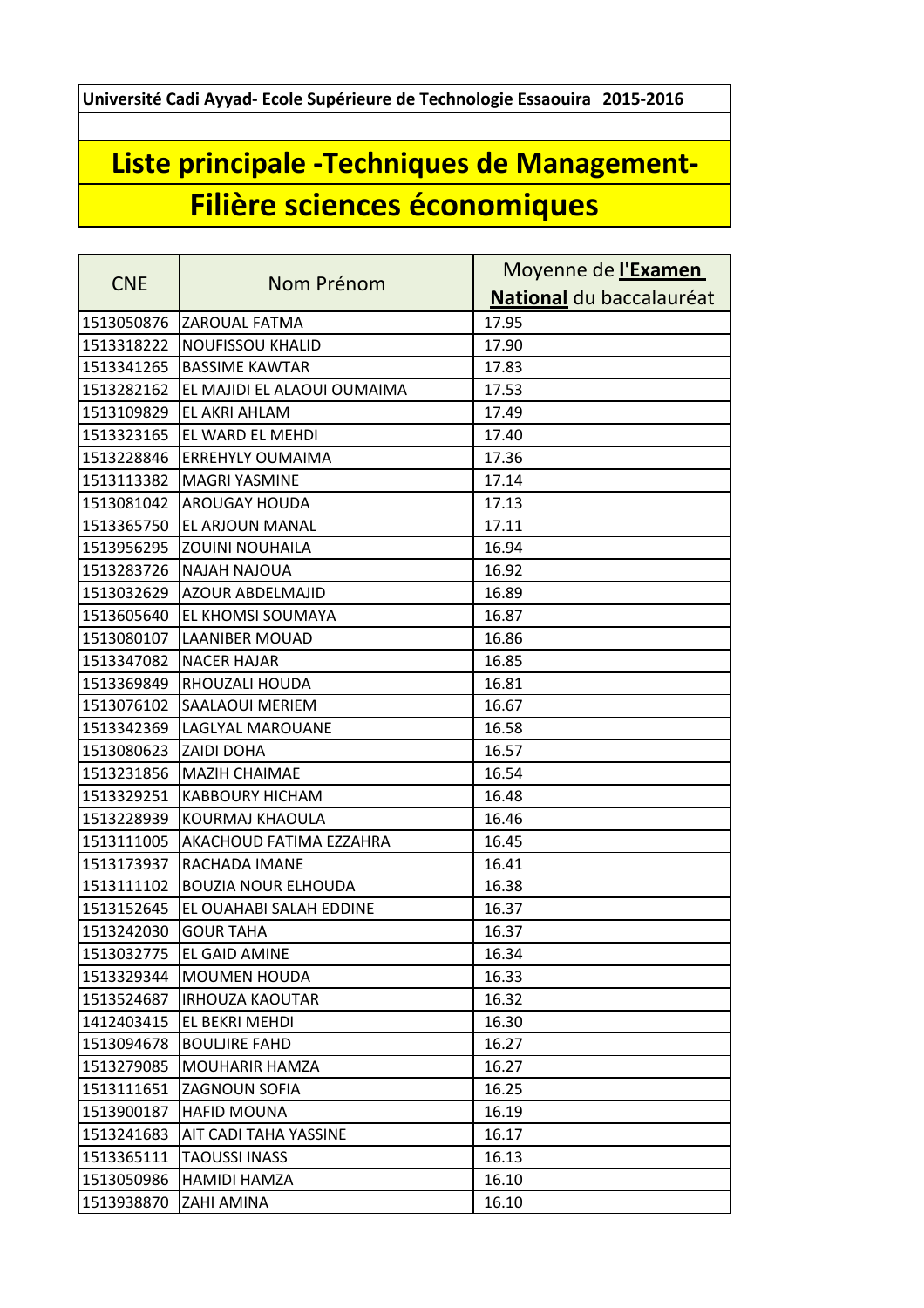Université Cadi Ayyad- Ecole Supérieure de Technologie Essaouira 2015-2016

# Liste principale -Techniques de Management-
# Filière sciences économiques

| CNE | Nom Prénom | Moyenne de **l'Examen National** du baccalauréat |
|---|---|---|
| 1513050876 | ZAROUAL FATMA | 17.95 |
| 1513318222 | NOUFISSOU KHALID | 17.90 |
| 1513341265 | BASSIME KAWTAR | 17.83 |
| 1513282162 | EL MAJIDI EL ALAOUI OUMAIMA | 17.53 |
| 1513109829 | EL AKRI AHLAM | 17.49 |
| 1513323165 | EL WARD EL MEHDI | 17.40 |
| 1513228846 | ERREHYLY OUMAIMA | 17.36 |
| 1513113382 | MAGRI YASMINE | 17.14 |
| 1513081042 | AROUGAY HOUDA | 17.13 |
| 1513365750 | EL ARJOUN MANAL | 17.11 |
| 1513956295 | ZOUINI NOUHAILA | 16.94 |
| 1513283726 | NAJAH NAJOUA | 16.92 |
| 1513032629 | AZOUR ABDELMAJID | 16.89 |
| 1513605640 | EL KHOMSI SOUMAYA | 16.87 |
| 1513080107 | LAANIBER MOUAD | 16.86 |
| 1513347082 | NACER HAJAR | 16.85 |
| 1513369849 | RHOUZALI HOUDA | 16.81 |
| 1513076102 | SAALAOUI MERIEM | 16.67 |
| 1513342369 | LAGLYAL MAROUANE | 16.58 |
| 1513080623 | ZAIDI DOHA | 16.57 |
| 1513231856 | MAZIH CHAIMAE | 16.54 |
| 1513329251 | KABBOURY HICHAM | 16.48 |
| 1513228939 | KOURMAJ KHAOULA | 16.46 |
| 1513111005 | AKACHOUD FATIMA EZZAHRA | 16.45 |
| 1513173937 | RACHADA IMANE | 16.41 |
| 1513111102 | BOUZIA NOUR ELHOUDA | 16.38 |
| 1513152645 | EL OUAHABI SALAH EDDINE | 16.37 |
| 1513242030 | GOUR TAHA | 16.37 |
| 1513032775 | EL GAID AMINE | 16.34 |
| 1513329344 | MOUMEN HOUDA | 16.33 |
| 1513524687 | IRHOUZA KAOUTAR | 16.32 |
| 1412403415 | EL BEKRI MEHDI | 16.30 |
| 1513094678 | BOULJIRE FAHD | 16.27 |
| 1513279085 | MOUHARIR HAMZA | 16.27 |
| 1513111651 | ZAGNOUN SOFIA | 16.25 |
| 1513900187 | HAFID MOUNA | 16.19 |
| 1513241683 | AIT CADI TAHA YASSINE | 16.17 |
| 1513365111 | TAOUSSI INASS | 16.13 |
| 1513050986 | HAMIDI HAMZA | 16.10 |
| 1513938870 | ZAHI AMINA | 16.10 |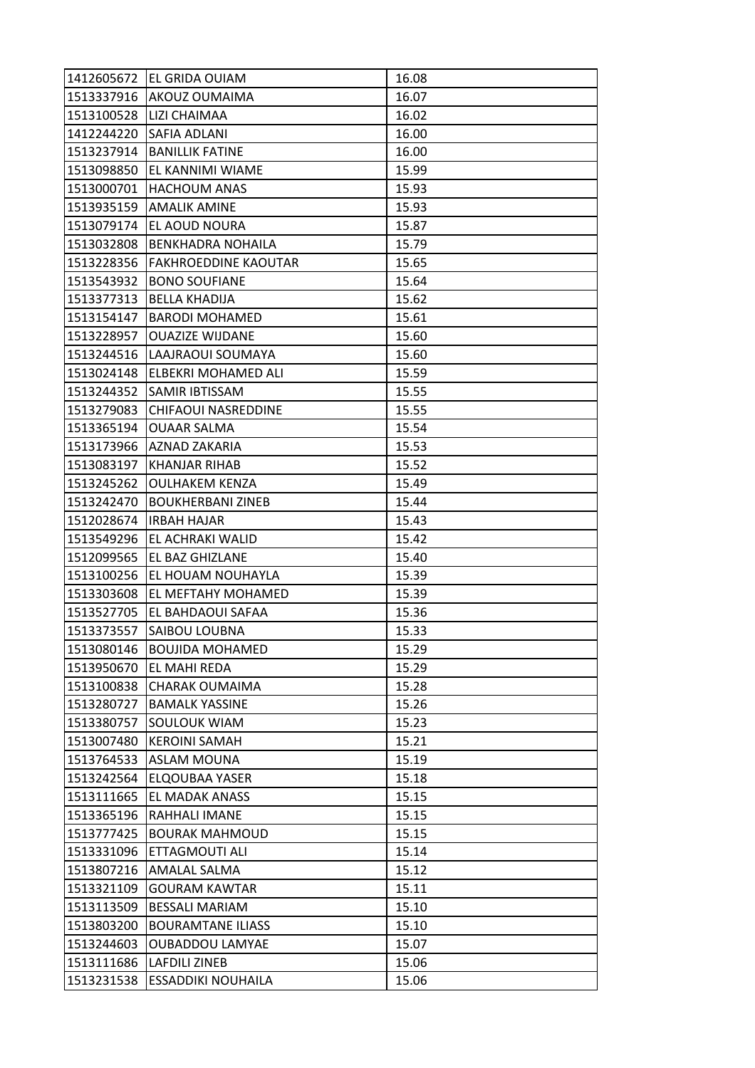| 1412605672 | EL GRIDA OUIAM | 16.08 |
|---|---|---|
| 1513337916 | AKOUZ OUMAIMA | 16.07 |
| 1513100528 | LIZI CHAIMAA | 16.02 |
| 1412244220 | SAFIA ADLANI | 16.00 |
| 1513237914 | BANILLIK FATINE | 16.00 |
| 1513098850 | EL KANNIMI WIAME | 15.99 |
| 1513000701 | HACHOUM ANAS | 15.93 |
| 1513935159 | AMALIK AMINE | 15.93 |
| 1513079174 | EL AOUD NOURA | 15.87 |
| 1513032808 | BENKHADRA NOHAILA | 15.79 |
| 1513228356 | FAKHROEDDINE KAOUTAR | 15.65 |
| 1513543932 | BONO SOUFIANE | 15.64 |
| 1513377313 | BELLA KHADIJA | 15.62 |
| 1513154147 | BARODI MOHAMED | 15.61 |
| 1513228957 | OUAZIZE WIJDANE | 15.60 |
| 1513244516 | LAAJRAOUI SOUMAYA | 15.60 |
| 1513024148 | ELBEKRI MOHAMED ALI | 15.59 |
| 1513244352 | SAMIR IBTISSAM | 15.55 |
| 1513279083 | CHIFAOUI NASREDDINE | 15.55 |
| 1513365194 | OUAAR SALMA | 15.54 |
| 1513173966 | AZNAD ZAKARIA | 15.53 |
| 1513083197 | KHANJAR RIHAB | 15.52 |
| 1513245262 | OULHAKEM KENZA | 15.49 |
| 1513242470 | BOUKHERBANI ZINEB | 15.44 |
| 1512028674 | IRBAH HAJAR | 15.43 |
| 1513549296 | EL ACHRAKI WALID | 15.42 |
| 1512099565 | EL BAZ GHIZLANE | 15.40 |
| 1513100256 | EL HOUAM NOUHAYLA | 15.39 |
| 1513303608 | EL MEFTAHY MOHAMED | 15.39 |
| 1513527705 | EL BAHDAOUI SAFAA | 15.36 |
| 1513373557 | SAIBOU LOUBNA | 15.33 |
| 1513080146 | BOUJIDA MOHAMED | 15.29 |
| 1513950670 | EL MAHI REDA | 15.29 |
| 1513100838 | CHARAK OUMAIMA | 15.28 |
| 1513280727 | BAMALK YASSINE | 15.26 |
| 1513380757 | SOULOUK WIAM | 15.23 |
| 1513007480 | KEROINI SAMAH | 15.21 |
| 1513764533 | ASLAM MOUNA | 15.19 |
| 1513242564 | ELQOUBAA YASER | 15.18 |
| 1513111665 | EL MADAK ANASS | 15.15 |
| 1513365196 | RAHHALI IMANE | 15.15 |
| 1513777425 | BOURAK MAHMOUD | 15.15 |
| 1513331096 | ETTAGMOUTI ALI | 15.14 |
| 1513807216 | AMALAL SALMA | 15.12 |
| 1513321109 | GOURAM KAWTAR | 15.11 |
| 1513113509 | BESSALI MARIAM | 15.10 |
| 1513803200 | BOURAMTANE ILIASS | 15.10 |
| 1513244603 | OUBADDOU LAMYAE | 15.07 |
| 1513111686 | LAFDILI ZINEB | 15.06 |
| 1513231538 | ESSADDIKI NOUHAILA | 15.06 |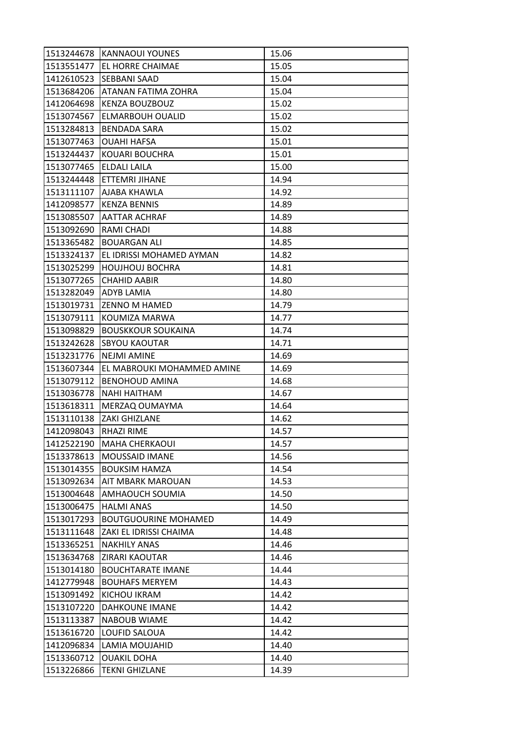| | | |
|---|---|---|
| 1513244678 | KANNAOUI YOUNES | 15.06 |
| 1513551477 | EL HORRE CHAIMAE | 15.05 |
| 1412610523 | SEBBANI SAAD | 15.04 |
| 1513684206 | ATANAN FATIMA ZOHRA | 15.04 |
| 1412064698 | KENZA BOUZBOUZ | 15.02 |
| 1513074567 | ELMARBOUH OUALID | 15.02 |
| 1513284813 | BENDADA SARA | 15.02 |
| 1513077463 | OUAHI HAFSA | 15.01 |
| 1513244437 | KOUARI BOUCHRA | 15.01 |
| 1513077465 | ELDALI LAILA | 15.00 |
| 1513244448 | ETTEMRI JIHANE | 14.94 |
| 1513111107 | AJABA KHAWLA | 14.92 |
| 1412098577 | KENZA BENNIS | 14.89 |
| 1513085507 | AATTAR ACHRAF | 14.89 |
| 1513092690 | RAMI CHADI | 14.88 |
| 1513365482 | BOUARGAN ALI | 14.85 |
| 1513324137 | EL IDRISSI MOHAMED AYMAN | 14.82 |
| 1513025299 | HOUJHOUJ BOCHRA | 14.81 |
| 1513077265 | CHAHID AABIR | 14.80 |
| 1513282049 | ADYB LAMIA | 14.80 |
| 1513019731 | ZENNO M HAMED | 14.79 |
| 1513079111 | KOUMIZA MARWA | 14.77 |
| 1513098829 | BOUSKKOUR SOUKAINA | 14.74 |
| 1513242628 | SBYOU KAOUTAR | 14.71 |
| 1513231776 | NEJMI AMINE | 14.69 |
| 1513607344 | EL MABROUKI MOHAMMED AMINE | 14.69 |
| 1513079112 | BENOHOUD AMINA | 14.68 |
| 1513036778 | NAHI HAITHAM | 14.67 |
| 1513618311 | MERZAQ OUMAYMA | 14.64 |
| 1513110138 | ZAKI GHIZLANE | 14.62 |
| 1412098043 | RHAZI RIME | 14.57 |
| 1412522190 | MAHA CHERKAOUI | 14.57 |
| 1513378613 | MOUSSAID IMANE | 14.56 |
| 1513014355 | BOUKSIM HAMZA | 14.54 |
| 1513092634 | AIT MBARK MAROUAN | 14.53 |
| 1513004648 | AMHAOUCH SOUMIA | 14.50 |
| 1513006475 | HALMI ANAS | 14.50 |
| 1513017293 | BOUTGUOURINE MOHAMED | 14.49 |
| 1513111648 | ZAKI EL IDRISSI CHAIMA | 14.48 |
| 1513365251 | NAKHILY ANAS | 14.46 |
| 1513634768 | ZIRARI KAOUTAR | 14.46 |
| 1513014180 | BOUCHTARATE IMANE | 14.44 |
| 1412779948 | BOUHAFS MERYEM | 14.43 |
| 1513091492 | KICHOU IKRAM | 14.42 |
| 1513107220 | DAHKOUNE IMANE | 14.42 |
| 1513113387 | NABOUB WIAME | 14.42 |
| 1513616720 | LOUFID SALOUA | 14.42 |
| 1412096834 | LAMIA MOUJAHID | 14.40 |
| 1513360712 | OUAKIL DOHA | 14.40 |
| 1513226866 | TEKNI GHIZLANE | 14.39 |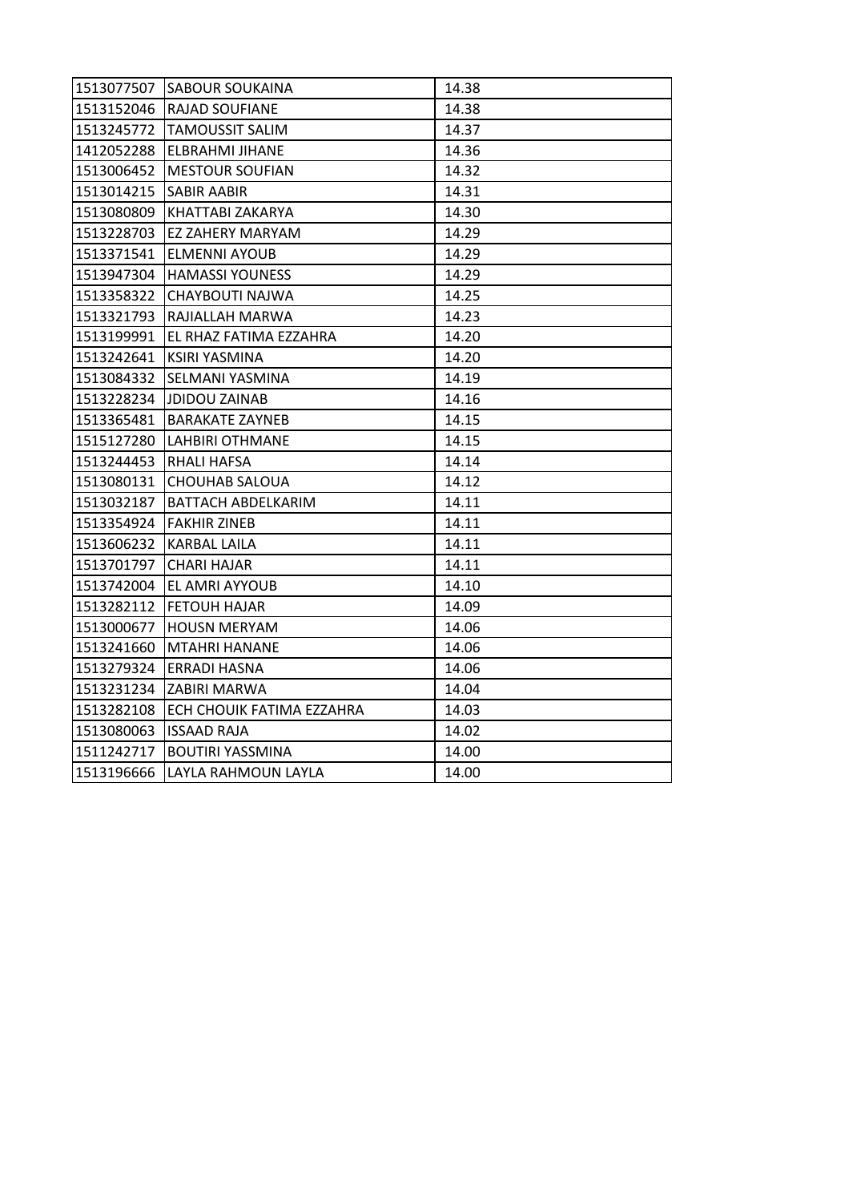| | | |
|---|---|---|
| 1513077507 | SABOUR SOUKAINA | 14.38 |
| 1513152046 | RAJAD SOUFIANE | 14.38 |
| 1513245772 | TAMOUSSIT SALIM | 14.37 |
| 1412052288 | ELBRAHMI JIHANE | 14.36 |
| 1513006452 | MESTOUR SOUFIAN | 14.32 |
| 1513014215 | SABIR AABIR | 14.31 |
| 1513080809 | KHATTABI ZAKARYA | 14.30 |
| 1513228703 | EZ ZAHERY MARYAM | 14.29 |
| 1513371541 | ELMENNI AYOUB | 14.29 |
| 1513947304 | HAMASSI YOUNESS | 14.29 |
| 1513358322 | CHAYBOUTI NAJWA | 14.25 |
| 1513321793 | RAJIALLAH MARWA | 14.23 |
| 1513199991 | EL RHAZ FATIMA EZZAHRA | 14.20 |
| 1513242641 | KSIRI YASMINA | 14.20 |
| 1513084332 | SELMANI YASMINA | 14.19 |
| 1513228234 | JDIDOU ZAINAB | 14.16 |
| 1513365481 | BARAKATE ZAYNEB | 14.15 |
| 1515127280 | LAHBIRI OTHMANE | 14.15 |
| 1513244453 | RHALI HAFSA | 14.14 |
| 1513080131 | CHOUHAB SALOUA | 14.12 |
| 1513032187 | BATTACH ABDELKARIM | 14.11 |
| 1513354924 | FAKHIR ZINEB | 14.11 |
| 1513606232 | KARBAL LAILA | 14.11 |
| 1513701797 | CHARI HAJAR | 14.11 |
| 1513742004 | EL AMRI AYYOUB | 14.10 |
| 1513282112 | FETOUH HAJAR | 14.09 |
| 1513000677 | HOUSN MERYAM | 14.06 |
| 1513241660 | MTAHRI HANANE | 14.06 |
| 1513279324 | ERRADI HASNA | 14.06 |
| 1513231234 | ZABIRI MARWA | 14.04 |
| 1513282108 | ECH CHOUIK FATIMA EZZAHRA | 14.03 |
| 1513080063 | ISSAAD RAJA | 14.02 |
| 1511242717 | BOUTIRI YASSMINA | 14.00 |
| 1513196666 | LAYLA RAHMOUN LAYLA | 14.00 |